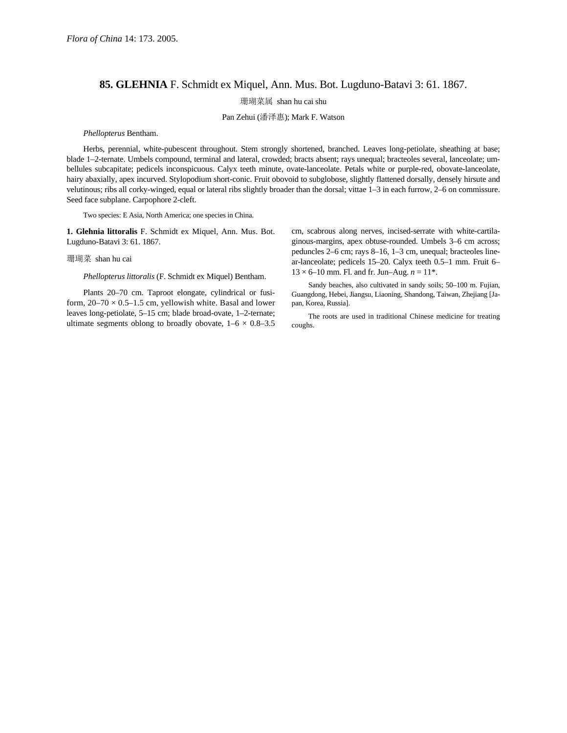# 85. GLEHNIA F. Schmidt ex Miquel, Ann. Mus. Bot. Lugduno-Batavi 3: 61. 1867.

珊瑚菜属 shan hu cai shu

Pan Zehui (潘泽惠); Mark F. Watson

*Phellopterus* Bentham.

Herbs, perennial, white-pubescent throughout. Stem strongly shortened, branched. Leaves long-petiolate, sheathing at base; blade 1–2-ternate. Umbels compound, terminal and lateral, crowded; bracts absent; rays unequal; bracteoles several, lanceolate; umbellules subcapitate; pedicels inconspicuous. Calyx teeth minute, ovate-lanceolate. Petals white or purple-red, obovate-lanceolate, hairy abaxially, apex incurved. Stylopodium short-conic. Fruit obovoid to subglobose, slightly flattened dorsally, densely hirsute and velutinous; ribs all corky-winged, equal or lateral ribs slightly broader than the dorsal; vittae 1–3 in each furrow, 2–6 on commissure. Seed face subplane. Carpophore 2-cleft.

Two species: E Asia, North America; one species in China.

**1. Glehnia littoralis** F. Schmidt ex Miquel, Ann. Mus. Bot. Lugduno-Batavi 3: 61. 1867.

珊瑚菜 shan hu cai

*Phellopterus littoralis* (F. Schmidt ex Miquel) Bentham.

Plants 20–70 cm. Taproot elongate, cylindrical or fusiform, 20–70 × 0.5–1.5 cm, yellowish white. Basal and lower leaves long-petiolate, 5–15 cm; blade broad-ovate, 1–2-ternate; ultimate segments oblong to broadly obovate, 1–6 × 0.8–3.5 cm, scabrous along nerves, incised-serrate with white-cartilaginous-margins, apex obtuse-rounded. Umbels 3–6 cm across; peduncles 2–6 cm; rays 8–16, 1–3 cm, unequal; bracteoles linear-lanceolate; pedicels 15–20. Calyx teeth 0.5–1 mm. Fruit 6–13 × 6–10 mm. Fl. and fr. Jun–Aug. $n = 11$*.

Sandy beaches, also cultivated in sandy soils; 50–100 m. Fujian, Guangdong, Hebei, Jiangsu, Liaoning, Shandong, Taiwan, Zhejiang [Japan, Korea, Russia].

The roots are used in traditional Chinese medicine for treating coughs.